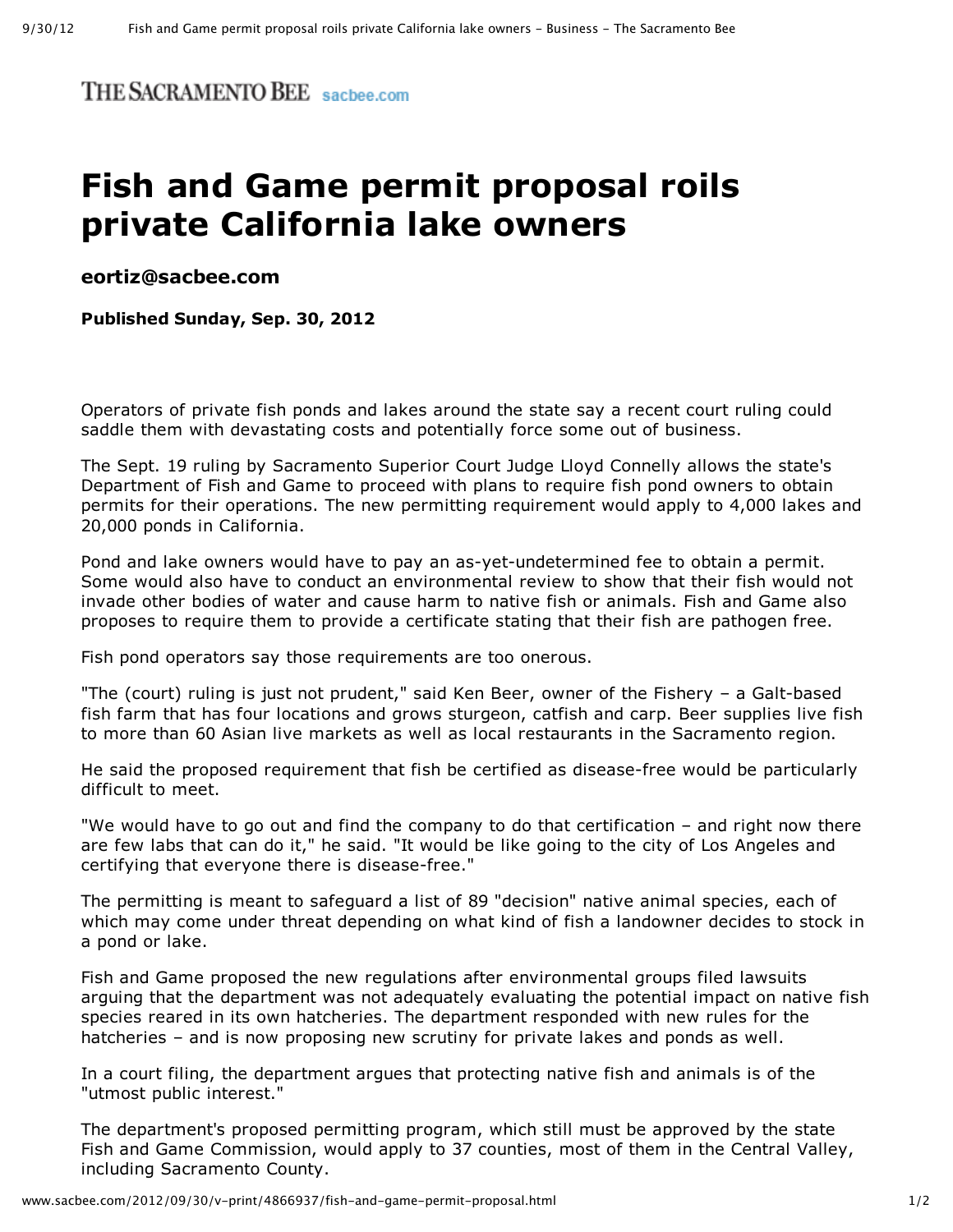THE SACRAMENTO BEE sacbee.com

# Fish and Game permit proposal roils private California lake owners

**eortiz@sacbee.com**

**Published Sunday, Sep. 30, 2012**

Operators of private fish ponds and lakes around the state say a recent court ruling could saddle them with devastating costs and potentially force some out of business.

The Sept. 19 ruling by Sacramento Superior Court Judge Lloyd Connelly allows the state's Department of Fish and Game to proceed with plans to require fish pond owners to obtain permits for their operations. The new permitting requirement would apply to 4,000 lakes and 20,000 ponds in California.

Pond and lake owners would have to pay an as-yet-undetermined fee to obtain a permit. Some would also have to conduct an environmental review to show that their fish would not invade other bodies of water and cause harm to native fish or animals. Fish and Game also proposes to require them to provide a certificate stating that their fish are pathogen free.

Fish pond operators say those requirements are too onerous.

"The (court) ruling is just not prudent," said Ken Beer, owner of the Fishery – a Galt-based fish farm that has four locations and grows sturgeon, catfish and carp. Beer supplies live fish to more than 60 Asian live markets as well as local restaurants in the Sacramento region.

He said the proposed requirement that fish be certified as disease-free would be particularly difficult to meet.

"We would have to go out and find the company to do that certification – and right now there are few labs that can do it," he said. "It would be like going to the city of Los Angeles and certifying that everyone there is disease-free."

The permitting is meant to safeguard a list of 89 "decision" native animal species, each of which may come under threat depending on what kind of fish a landowner decides to stock in a pond or lake.

Fish and Game proposed the new regulations after environmental groups filed lawsuits arguing that the department was not adequately evaluating the potential impact on native fish species reared in its own hatcheries. The department responded with new rules for the hatcheries – and is now proposing new scrutiny for private lakes and ponds as well.

In a court filing, the department argues that protecting native fish and animals is of the "utmost public interest."

The department's proposed permitting program, which still must be approved by the state Fish and Game Commission, would apply to 37 counties, most of them in the Central Valley, including Sacramento County.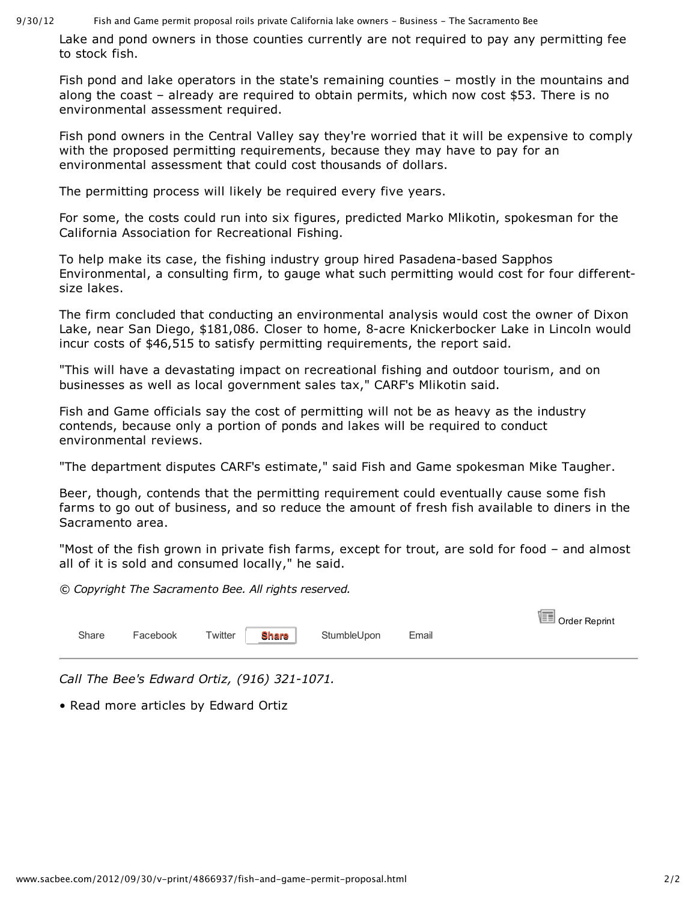Lake and pond owners in those counties currently are not required to pay any permitting fee to stock fish.

Fish pond and lake operators in the state's remaining counties – mostly in the mountains and along the coast – already are required to obtain permits, which now cost $53. There is no environmental assessment required.

Fish pond owners in the Central Valley say they're worried that it will be expensive to comply with the proposed permitting requirements, because they may have to pay for an environmental assessment that could cost thousands of dollars.

The permitting process will likely be required every five years.

For some, the costs could run into six figures, predicted Marko Mlikotin, spokesman for the California Association for Recreational Fishing.

To help make its case, the fishing industry group hired Pasadena-based Sapphos Environmental, a consulting firm, to gauge what such permitting would cost for four different-size lakes.

The firm concluded that conducting an environmental analysis would cost the owner of Dixon Lake, near San Diego, $181,086. Closer to home, 8-acre Knickerbocker Lake in Lincoln would incur costs of $46,515 to satisfy permitting requirements, the report said.

"This will have a devastating impact on recreational fishing and outdoor tourism, and on businesses as well as local government sales tax," CARF's Mlikotin said.

Fish and Game officials say the cost of permitting will not be as heavy as the industry contends, because only a portion of ponds and lakes will be required to conduct environmental reviews.

"The department disputes CARF's estimate," said Fish and Game spokesman Mike Taugher.

Beer, though, contends that the permitting requirement could eventually cause some fish farms to go out of business, and so reduce the amount of fresh fish available to diners in the Sacramento area.

"Most of the fish grown in private fish farms, except for trout, are sold for food – and almost all of it is sold and consumed locally," he said.

*© Copyright The Sacramento Bee. All rights reserved.*

Order Reprint

Share Facebook Twitter Share StumbleUpon Email

*Call The Bee's Edward Ortiz, (916) 321-1071.*

- Read more articles by Edward Ortiz